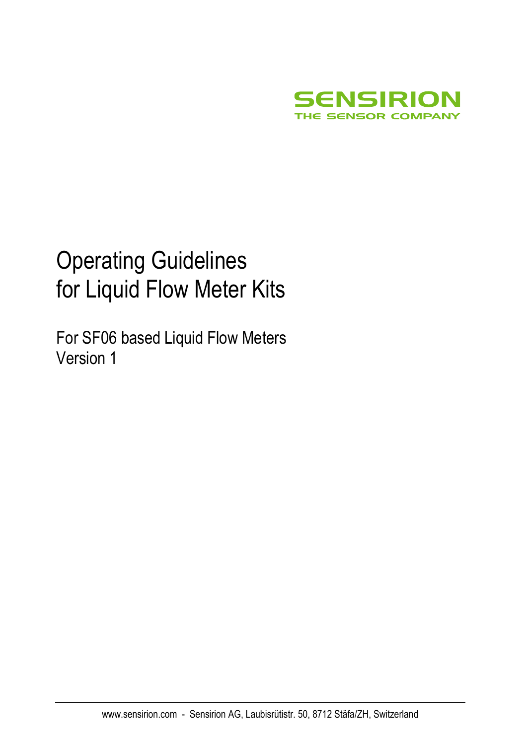SENSIRION

THE SENSOR COMPANY

# Operating Guidelines for Liquid Flow Meter Kits

For SF06 based Liquid Flow Meters
Version 1

www.sensirion.com - Sensirion AG, Laubisrütistr. 50, 8712 Stäfa/ZH, Switzerland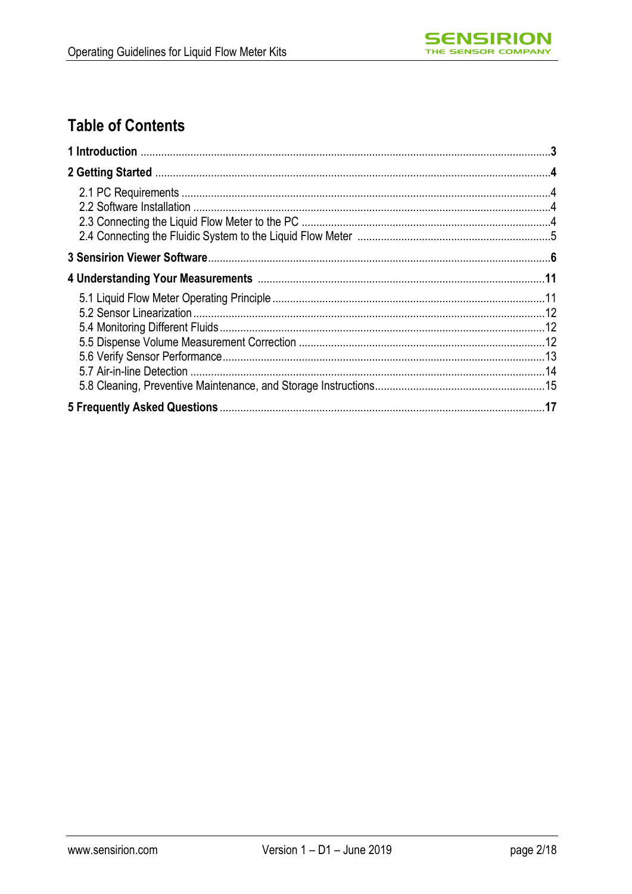# Table of Contents

**1 Introduction** .......... **3**

**2 Getting Started** .......... **4**

- 2.1 PC Requirements .......... 4
- 2.2 Software Installation .......... 4
- 2.3 Connecting the Liquid Flow Meter to the PC .......... 4
- 2.4 Connecting the Fluidic System to the Liquid Flow Meter .......... 5

**3 Sensirion Viewer Software** .......... **6**

**4 Understanding Your Measurements** .......... **11**

- 5.1 Liquid Flow Meter Operating Principle .......... 11
- 5.2 Sensor Linearization .......... 12
- 5.4 Monitoring Different Fluids .......... 12
- 5.5 Dispense Volume Measurement Correction .......... 12
- 5.6 Verify Sensor Performance .......... 13
- 5.7 Air-in-line Detection .......... 14
- 5.8 Cleaning, Preventive Maintenance, and Storage Instructions .......... 15

**5 Frequently Asked Questions** .......... **17**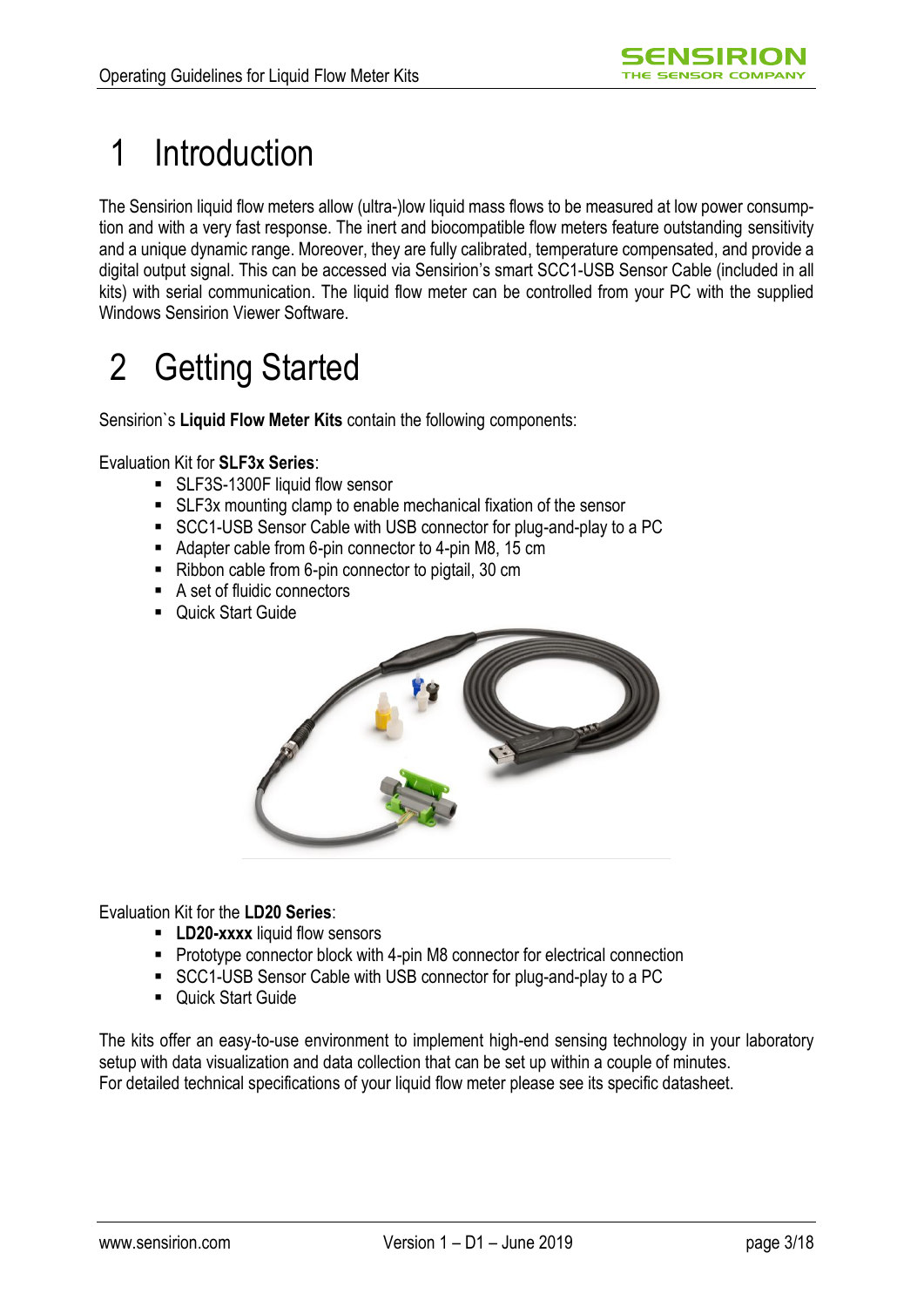# 1 Introduction

The Sensirion liquid flow meters allow (ultra-)low liquid mass flows to be measured at low power consumption and with a very fast response. The inert and biocompatible flow meters feature outstanding sensitivity and a unique dynamic range. Moreover, they are fully calibrated, temperature compensated, and provide a digital output signal. This can be accessed via Sensirion's smart SCC1-USB Sensor Cable (included in all kits) with serial communication. The liquid flow meter can be controlled from your PC with the supplied Windows Sensirion Viewer Software.

# 2 Getting Started

Sensirion`s **Liquid Flow Meter Kits** contain the following components:

Evaluation Kit for **SLF3x Series**:

- SLF3S-1300F liquid flow sensor
- SLF3x mounting clamp to enable mechanical fixation of the sensor
- SCC1-USB Sensor Cable with USB connector for plug-and-play to a PC
- Adapter cable from 6-pin connector to 4-pin M8, 15 cm
- Ribbon cable from 6-pin connector to pigtail, 30 cm
- A set of fluidic connectors
- Quick Start Guide

Evaluation Kit for the **LD20 Series**:

- **LD20-xxxx** liquid flow sensors
- Prototype connector block with 4-pin M8 connector for electrical connection
- SCC1-USB Sensor Cable with USB connector for plug-and-play to a PC
- Quick Start Guide

The kits offer an easy-to-use environment to implement high-end sensing technology in your laboratory setup with data visualization and data collection that can be set up within a couple of minutes.
For detailed technical specifications of your liquid flow meter please see its specific datasheet.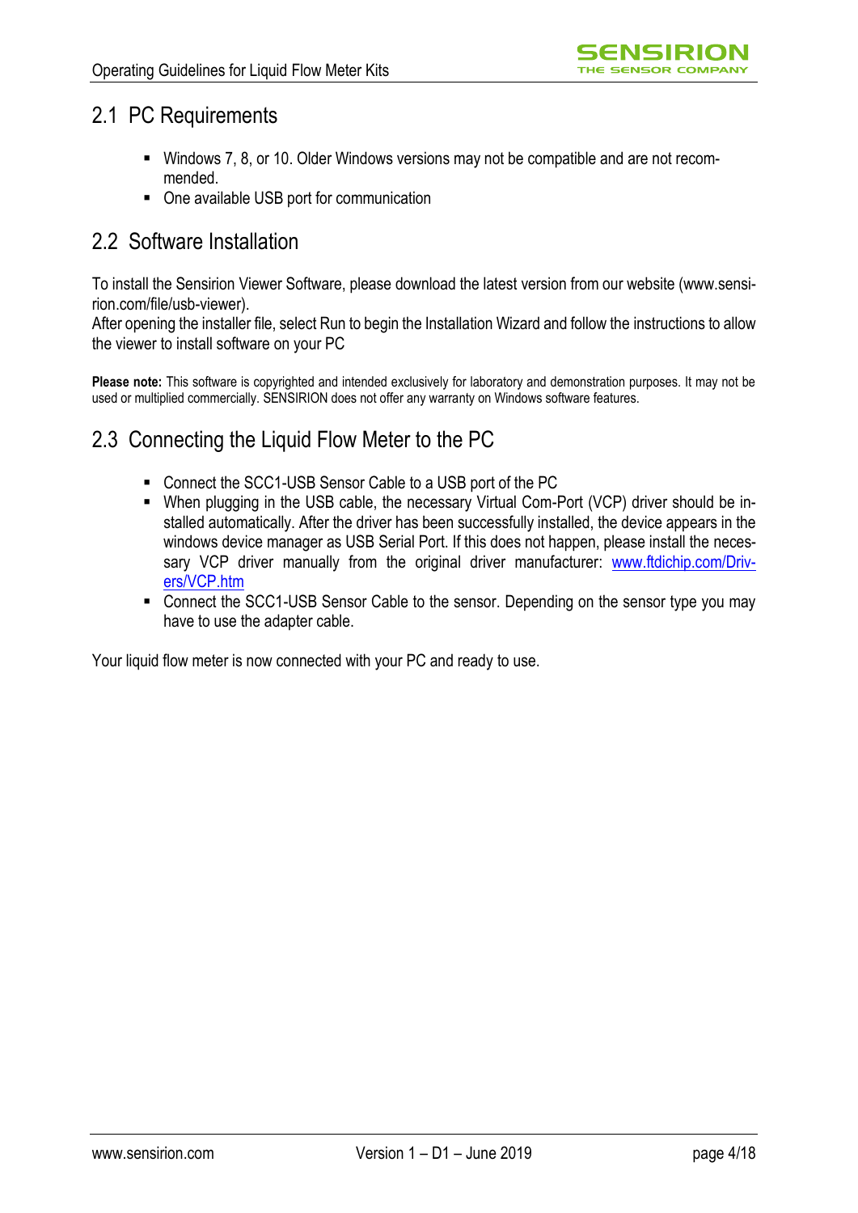## 2.1 PC Requirements

- Windows 7, 8, or 10. Older Windows versions may not be compatible and are not recommended.
- One available USB port for communication

## 2.2 Software Installation

To install the Sensirion Viewer Software, please download the latest version from our website (www.sensirion.com/file/usb-viewer).
After opening the installer file, select Run to begin the Installation Wizard and follow the instructions to allow the viewer to install software on your PC

**Please note:** This software is copyrighted and intended exclusively for laboratory and demonstration purposes. It may not be used or multiplied commercially. SENSIRION does not offer any warranty on Windows software features.

## 2.3 Connecting the Liquid Flow Meter to the PC

- Connect the SCC1-USB Sensor Cable to a USB port of the PC
- When plugging in the USB cable, the necessary Virtual Com-Port (VCP) driver should be installed automatically. After the driver has been successfully installed, the device appears in the windows device manager as USB Serial Port. If this does not happen, please install the necessary VCP driver manually from the original driver manufacturer: www.ftdichip.com/Drivers/VCP.htm
- Connect the SCC1-USB Sensor Cable to the sensor. Depending on the sensor type you may have to use the adapter cable.

Your liquid flow meter is now connected with your PC and ready to use.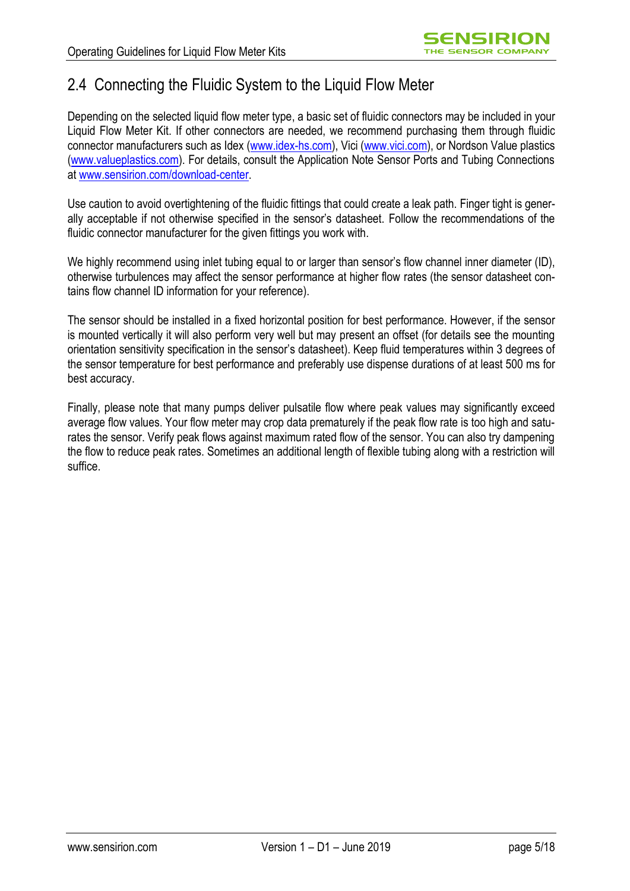## 2.4 Connecting the Fluidic System to the Liquid Flow Meter

Depending on the selected liquid flow meter type, a basic set of fluidic connectors may be included in your Liquid Flow Meter Kit. If other connectors are needed, we recommend purchasing them through fluidic connector manufacturers such as Idex (www.idex-hs.com), Vici (www.vici.com), or Nordson Value plastics (www.valueplastics.com). For details, consult the Application Note Sensor Ports and Tubing Connections at www.sensirion.com/download-center.

Use caution to avoid overtightening of the fluidic fittings that could create a leak path. Finger tight is generally acceptable if not otherwise specified in the sensor's datasheet. Follow the recommendations of the fluidic connector manufacturer for the given fittings you work with.

We highly recommend using inlet tubing equal to or larger than sensor's flow channel inner diameter (ID), otherwise turbulences may affect the sensor performance at higher flow rates (the sensor datasheet contains flow channel ID information for your reference).

The sensor should be installed in a fixed horizontal position for best performance. However, if the sensor is mounted vertically it will also perform very well but may present an offset (for details see the mounting orientation sensitivity specification in the sensor's datasheet). Keep fluid temperatures within 3 degrees of the sensor temperature for best performance and preferably use dispense durations of at least 500 ms for best accuracy.

Finally, please note that many pumps deliver pulsatile flow where peak values may significantly exceed average flow values. Your flow meter may crop data prematurely if the peak flow rate is too high and saturates the sensor. Verify peak flows against maximum rated flow of the sensor. You can also try dampening the flow to reduce peak rates. Sometimes an additional length of flexible tubing along with a restriction will suffice.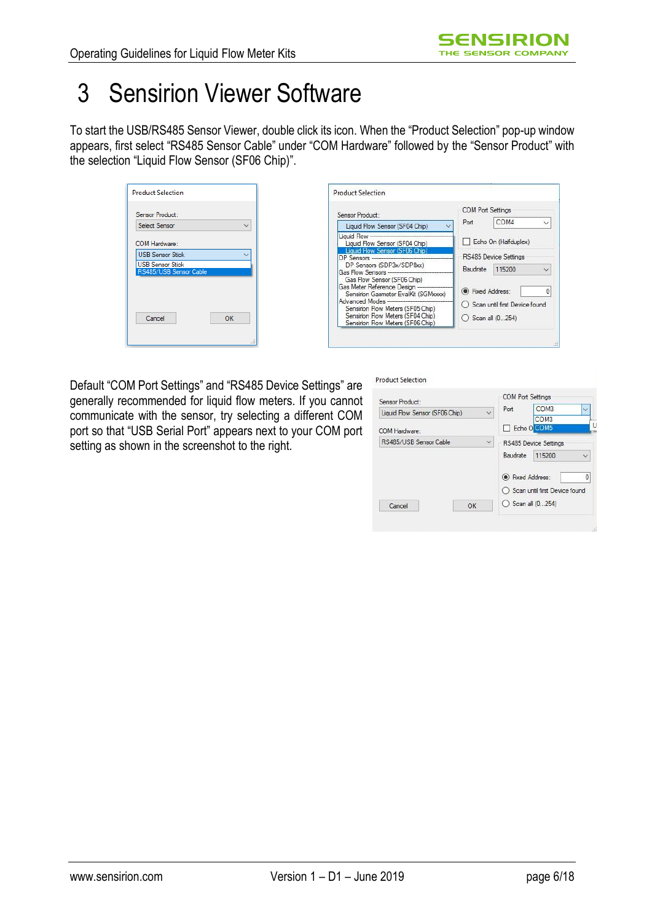# 3 Sensirion Viewer Software

To start the USB/RS485 Sensor Viewer, double click its icon. When the “Product Selection” pop-up window appears, first select “RS485 Sensor Cable” under “COM Hardware” followed by the “Sensor Product” with the selection “Liquid Flow Sensor (SF06 Chip)”.

Default “COM Port Settings” and “RS485 Device Settings” are generally recommended for liquid flow meters. If you cannot communicate with the sensor, try selecting a different COM port so that “USB Serial Port” appears next to your COM port setting as shown in the screenshot to the right.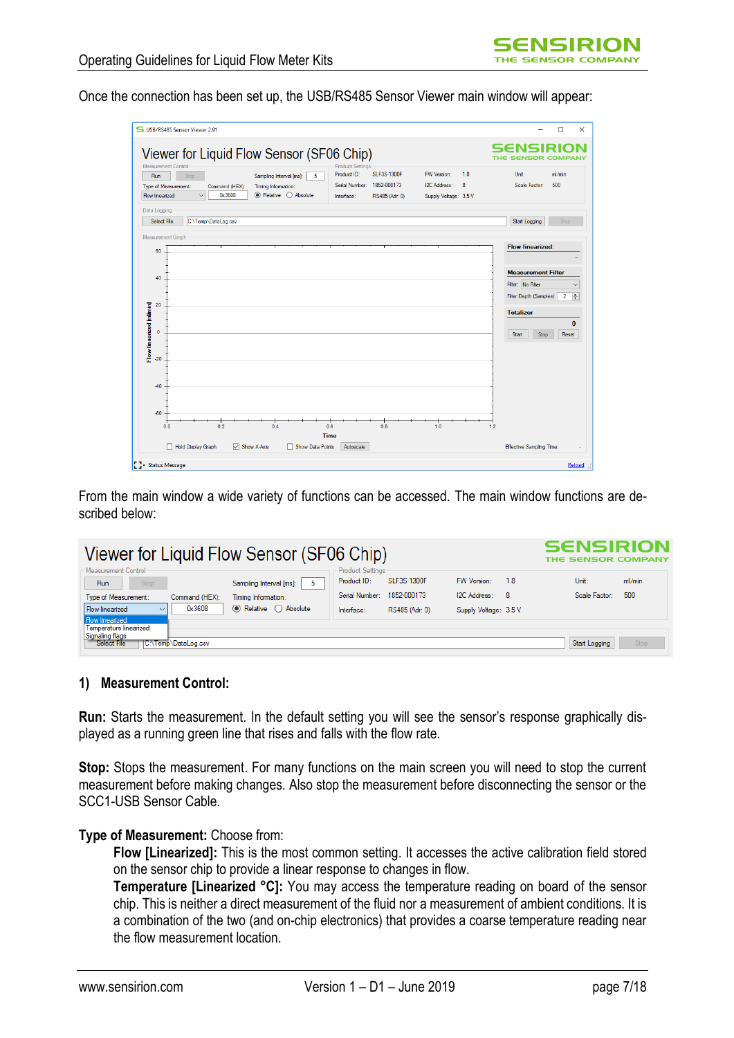Once the connection has been set up, the USB/RS485 Sensor Viewer main window will appear:

From the main window a wide variety of functions can be accessed. The main window functions are described below:

## 1) Measurement Control:

**Run:** Starts the measurement. In the default setting you will see the sensor's response graphically displayed as a running green line that rises and falls with the flow rate.

**Stop:** Stops the measurement. For many functions on the main screen you will need to stop the current measurement before making changes. Also stop the measurement before disconnecting the sensor or the SCC1-USB Sensor Cable.

**Type of Measurement:** Choose from:

**Flow [Linearized]:** This is the most common setting. It accesses the active calibration field stored on the sensor chip to provide a linear response to changes in flow.

**Temperature [Linearized °C]:** You may access the temperature reading on board of the sensor chip. This is neither a direct measurement of the fluid nor a measurement of ambient conditions. It is a combination of the two (and on-chip electronics) that provides a coarse temperature reading near the flow measurement location.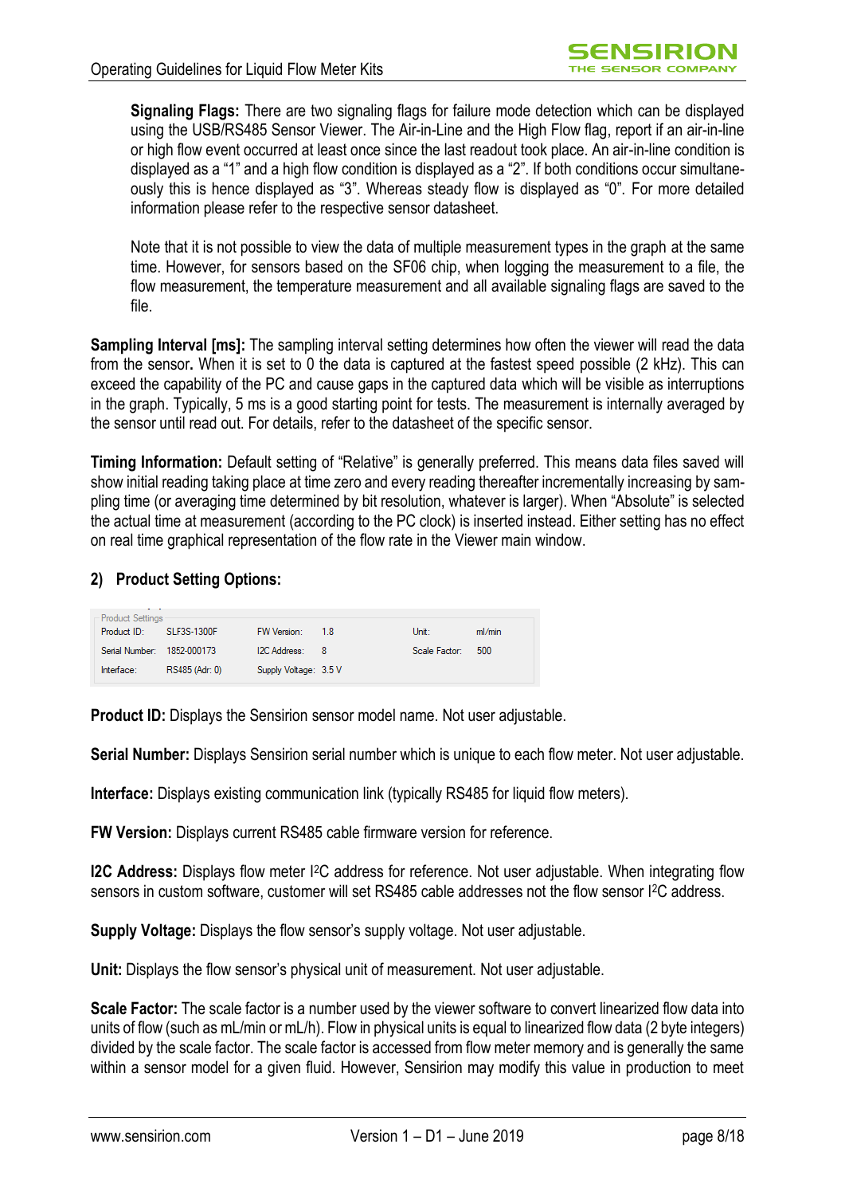**Signaling Flags:** There are two signaling flags for failure mode detection which can be displayed using the USB/RS485 Sensor Viewer. The Air-in-Line and the High Flow flag, report if an air-in-line or high flow event occurred at least once since the last readout took place. An air-in-line condition is displayed as a "1" and a high flow condition is displayed as a "2". If both conditions occur simultaneously this is hence displayed as "3". Whereas steady flow is displayed as "0". For more detailed information please refer to the respective sensor datasheet.

Note that it is not possible to view the data of multiple measurement types in the graph at the same time. However, for sensors based on the SF06 chip, when logging the measurement to a file, the flow measurement, the temperature measurement and all available signaling flags are saved to the file.

**Sampling Interval [ms]:** The sampling interval setting determines how often the viewer will read the data from the sensor**.** When it is set to 0 the data is captured at the fastest speed possible (2 kHz). This can exceed the capability of the PC and cause gaps in the captured data which will be visible as interruptions in the graph. Typically, 5 ms is a good starting point for tests. The measurement is internally averaged by the sensor until read out. For details, refer to the datasheet of the specific sensor.

**Timing Information:** Default setting of "Relative" is generally preferred. This means data files saved will show initial reading taking place at time zero and every reading thereafter incrementally increasing by sampling time (or averaging time determined by bit resolution, whatever is larger). When "Absolute" is selected the actual time at measurement (according to the PC clock) is inserted instead. Either setting has no effect on real time graphical representation of the flow rate in the Viewer main window.

## 2) Product Setting Options:

Product Settings

| | | | | | |
|---|---|---|---|---|---|
| Product ID: | SLF3S-1300F | FW Version: | 1.8 | Unit: | ml/min |
| Serial Number: | 1852-000173 | I2C Address: | 8 | Scale Factor: | 500 |
| Interface: | RS485 (Adr: 0) | Supply Voltage: | 3.5 V | | |

**Product ID:** Displays the Sensirion sensor model name. Not user adjustable.

**Serial Number:** Displays Sensirion serial number which is unique to each flow meter. Not user adjustable.

**Interface:** Displays existing communication link (typically RS485 for liquid flow meters).

**FW Version:** Displays current RS485 cable firmware version for reference.

**I2C Address:** Displays flow meter I$^2$C address for reference. Not user adjustable. When integrating flow sensors in custom software, customer will set RS485 cable addresses not the flow sensor I$^2$C address.

**Supply Voltage:** Displays the flow sensor's supply voltage. Not user adjustable.

**Unit:** Displays the flow sensor's physical unit of measurement. Not user adjustable.

**Scale Factor:** The scale factor is a number used by the viewer software to convert linearized flow data into units of flow (such as mL/min or mL/h). Flow in physical units is equal to linearized flow data (2 byte integers) divided by the scale factor. The scale factor is accessed from flow meter memory and is generally the same within a sensor model for a given fluid. However, Sensirion may modify this value in production to meet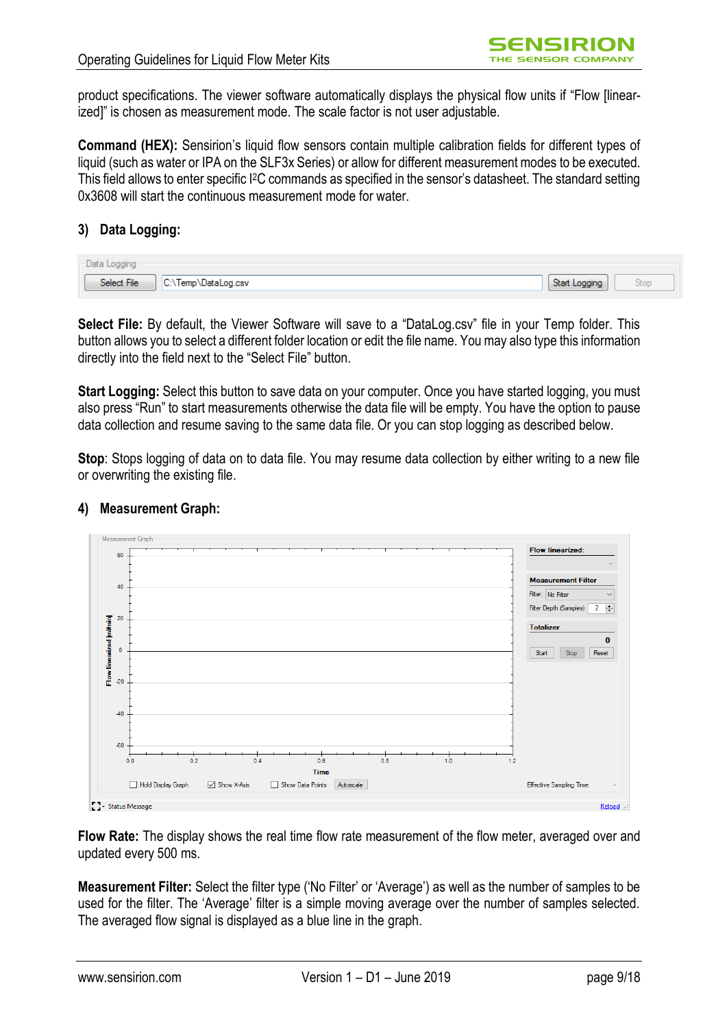product specifications. The viewer software automatically displays the physical flow units if “Flow [linearized]” is chosen as measurement mode. The scale factor is not user adjustable.

**Command (HEX):** Sensirion’s liquid flow sensors contain multiple calibration fields for different types of liquid (such as water or IPA on the SLF3x Series) or allow for different measurement modes to be executed. This field allows to enter specific I²C commands as specified in the sensor’s datasheet. The standard setting 0x3608 will start the continuous measurement mode for water.

### 3) Data Logging:

**Select File:** By default, the Viewer Software will save to a “DataLog.csv” file in your Temp folder. This button allows you to select a different folder location or edit the file name. You may also type this information directly into the field next to the “Select File” button.

**Start Logging:** Select this button to save data on your computer. Once you have started logging, you must also press “Run” to start measurements otherwise the data file will be empty. You have the option to pause data collection and resume saving to the same data file. Or you can stop logging as described below.

**Stop**: Stops logging of data on to data file. You may resume data collection by either writing to a new file or overwriting the existing file.

### 4) Measurement Graph:

**Flow Rate:** The display shows the real time flow rate measurement of the flow meter, averaged over and updated every 500 ms.

**Measurement Filter:** Select the filter type (‘No Filter’ or ‘Average’) as well as the number of samples to be used for the filter. The ‘Average’ filter is a simple moving average over the number of samples selected. The averaged flow signal is displayed as a blue line in the graph.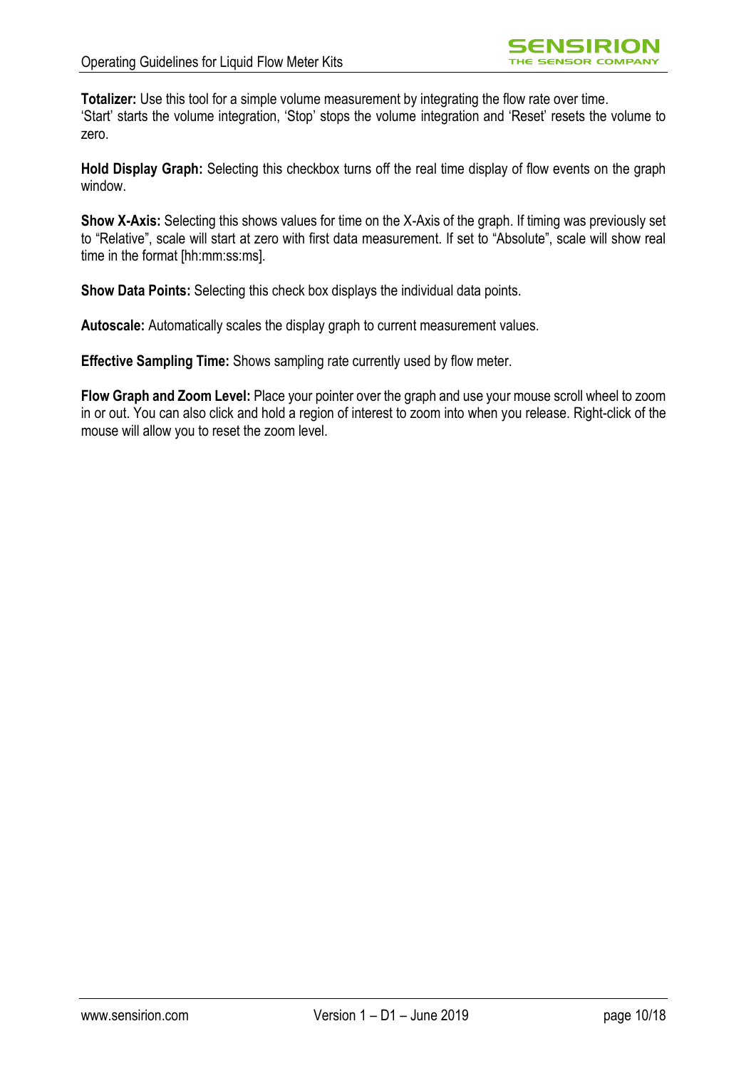**Totalizer:** Use this tool for a simple volume measurement by integrating the flow rate over time. 'Start' starts the volume integration, 'Stop' stops the volume integration and 'Reset' resets the volume to zero.

**Hold Display Graph:** Selecting this checkbox turns off the real time display of flow events on the graph window.

**Show X-Axis:** Selecting this shows values for time on the X-Axis of the graph. If timing was previously set to "Relative", scale will start at zero with first data measurement. If set to "Absolute", scale will show real time in the format [hh:mm:ss:ms].

**Show Data Points:** Selecting this check box displays the individual data points.

**Autoscale:** Automatically scales the display graph to current measurement values.

**Effective Sampling Time:** Shows sampling rate currently used by flow meter.

**Flow Graph and Zoom Level:** Place your pointer over the graph and use your mouse scroll wheel to zoom in or out. You can also click and hold a region of interest to zoom into when you release. Right-click of the mouse will allow you to reset the zoom level.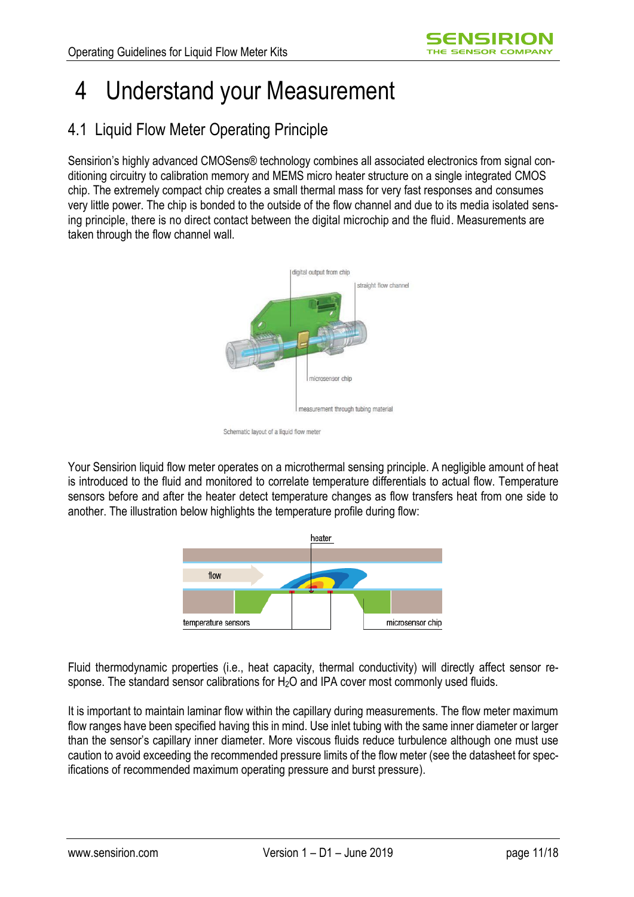# 4 Understand your Measurement

## 4.1 Liquid Flow Meter Operating Principle

Sensirion's highly advanced CMOSens® technology combines all associated electronics from signal conditioning circuitry to calibration memory and MEMS micro heater structure on a single integrated CMOS chip. The extremely compact chip creates a small thermal mass for very fast responses and consumes very little power. The chip is bonded to the outside of the flow channel and due to its media isolated sensing principle, there is no direct contact between the digital microchip and the fluid. Measurements are taken through the flow channel wall.

Schematic layout of a liquid flow meter

Your Sensirion liquid flow meter operates on a microthermal sensing principle. A negligible amount of heat is introduced to the fluid and monitored to correlate temperature differentials to actual flow. Temperature sensors before and after the heater detect temperature changes as flow transfers heat from one side to another. The illustration below highlights the temperature profile during flow:

Fluid thermodynamic properties (i.e., heat capacity, thermal conductivity) will directly affect sensor response. The standard sensor calibrations for $H_2O$ and IPA cover most commonly used fluids.

It is important to maintain laminar flow within the capillary during measurements. The flow meter maximum flow ranges have been specified having this in mind. Use inlet tubing with the same inner diameter or larger than the sensor's capillary inner diameter. More viscous fluids reduce turbulence although one must use caution to avoid exceeding the recommended pressure limits of the flow meter (see the datasheet for specifications of recommended maximum operating pressure and burst pressure).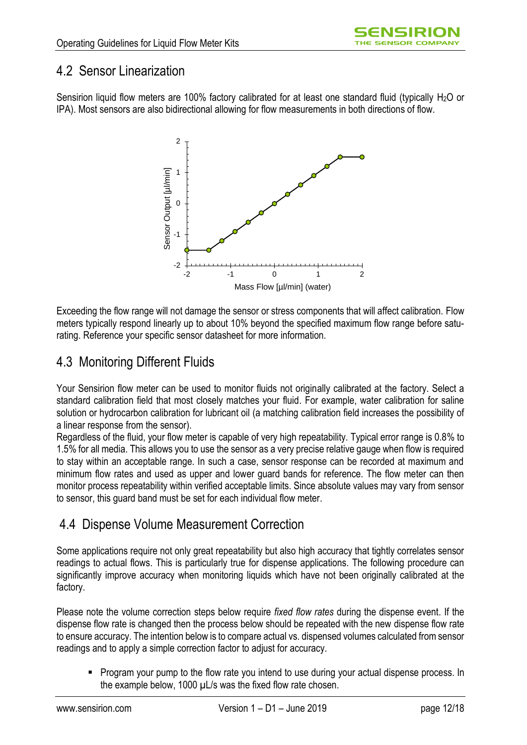## 4.2 Sensor Linearization

Sensirion liquid flow meters are 100% factory calibrated for at least one standard fluid (typically $H_2O$ or IPA). Most sensors are also bidirectional allowing for flow measurements in both directions of flow.

Exceeding the flow range will not damage the sensor or stress components that will affect calibration. Flow meters typically respond linearly up to about 10% beyond the specified maximum flow range before saturating. Reference your specific sensor datasheet for more information.

## 4.3 Monitoring Different Fluids

Your Sensirion flow meter can be used to monitor fluids not originally calibrated at the factory. Select a standard calibration field that most closely matches your fluid. For example, water calibration for saline solution or hydrocarbon calibration for lubricant oil (a matching calibration field increases the possibility of a linear response from the sensor).

Regardless of the fluid, your flow meter is capable of very high repeatability. Typical error range is 0.8% to 1.5% for all media. This allows you to use the sensor as a very precise relative gauge when flow is required to stay within an acceptable range. In such a case, sensor response can be recorded at maximum and minimum flow rates and used as upper and lower guard bands for reference. The flow meter can then monitor process repeatability within verified acceptable limits. Since absolute values may vary from sensor to sensor, this guard band must be set for each individual flow meter.

## 4.4 Dispense Volume Measurement Correction

Some applications require not only great repeatability but also high accuracy that tightly correlates sensor readings to actual flows. This is particularly true for dispense applications. The following procedure can significantly improve accuracy when monitoring liquids which have not been originally calibrated at the factory.

Please note the volume correction steps below require *fixed flow rates* during the dispense event. If the dispense flow rate is changed then the process below should be repeated with the new dispense flow rate to ensure accuracy. The intention below is to compare actual vs. dispensed volumes calculated from sensor readings and to apply a simple correction factor to adjust for accuracy.

- Program your pump to the flow rate you intend to use during your actual dispense process. In the example below, 1000 µL/s was the fixed flow rate chosen.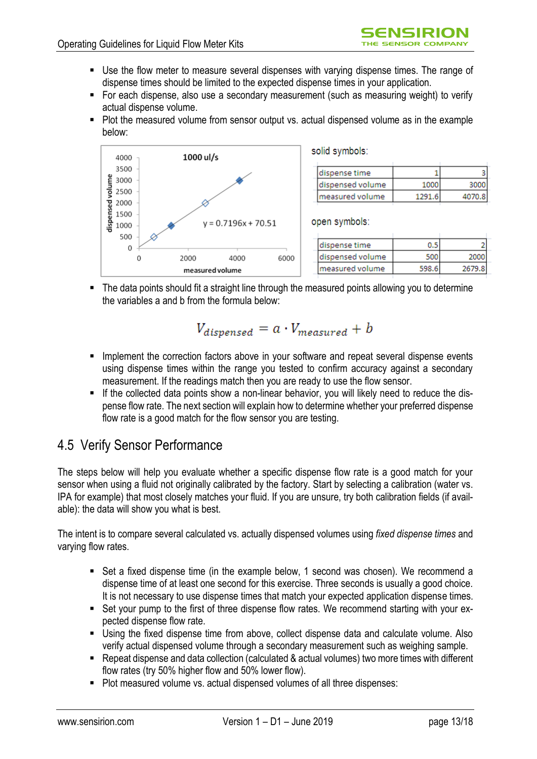- Use the flow meter to measure several dispenses with varying dispense times. The range of dispense times should be limited to the expected dispense times in your application.
- For each dispense, also use a secondary measurement (such as measuring weight) to verify actual dispense volume.
- Plot the measured volume from sensor output vs. actual dispensed volume as in the example below:

solid symbols:

| dispense time | 1 | 3 |
|---|---|---|
| dispensed volume | 1000 | 3000 |
| measured volume | 1291.6 | 4070.8 |

open symbols:

| dispense time | 0.5 | 2 |
|---|---|---|
| dispensed volume | 500 | 2000 |
| measured volume | 598.6 | 2679.8 |

- The data points should fit a straight line through the measured points allowing you to determine the variables a and b from the formula below:

$$V_{dispensed} = a \cdot V_{measured} + b$$

- Implement the correction factors above in your software and repeat several dispense events using dispense times within the range you tested to confirm accuracy against a secondary measurement. If the readings match then you are ready to use the flow sensor.
- If the collected data points show a non-linear behavior, you will likely need to reduce the dispense flow rate. The next section will explain how to determine whether your preferred dispense flow rate is a good match for the flow sensor you are testing.

## 4.5 Verify Sensor Performance

The steps below will help you evaluate whether a specific dispense flow rate is a good match for your sensor when using a fluid not originally calibrated by the factory. Start by selecting a calibration (water vs. IPA for example) that most closely matches your fluid. If you are unsure, try both calibration fields (if available): the data will show you what is best.

The intent is to compare several calculated vs. actually dispensed volumes using *fixed dispense times* and varying flow rates.

- Set a fixed dispense time (in the example below, 1 second was chosen). We recommend a dispense time of at least one second for this exercise. Three seconds is usually a good choice. It is not necessary to use dispense times that match your expected application dispense times.
- Set your pump to the first of three dispense flow rates. We recommend starting with your expected dispense flow rate.
- Using the fixed dispense time from above, collect dispense data and calculate volume. Also verify actual dispensed volume through a secondary measurement such as weighing sample.
- Repeat dispense and data collection (calculated & actual volumes) two more times with different flow rates (try 50% higher flow and 50% lower flow).
- Plot measured volume vs. actual dispensed volumes of all three dispenses: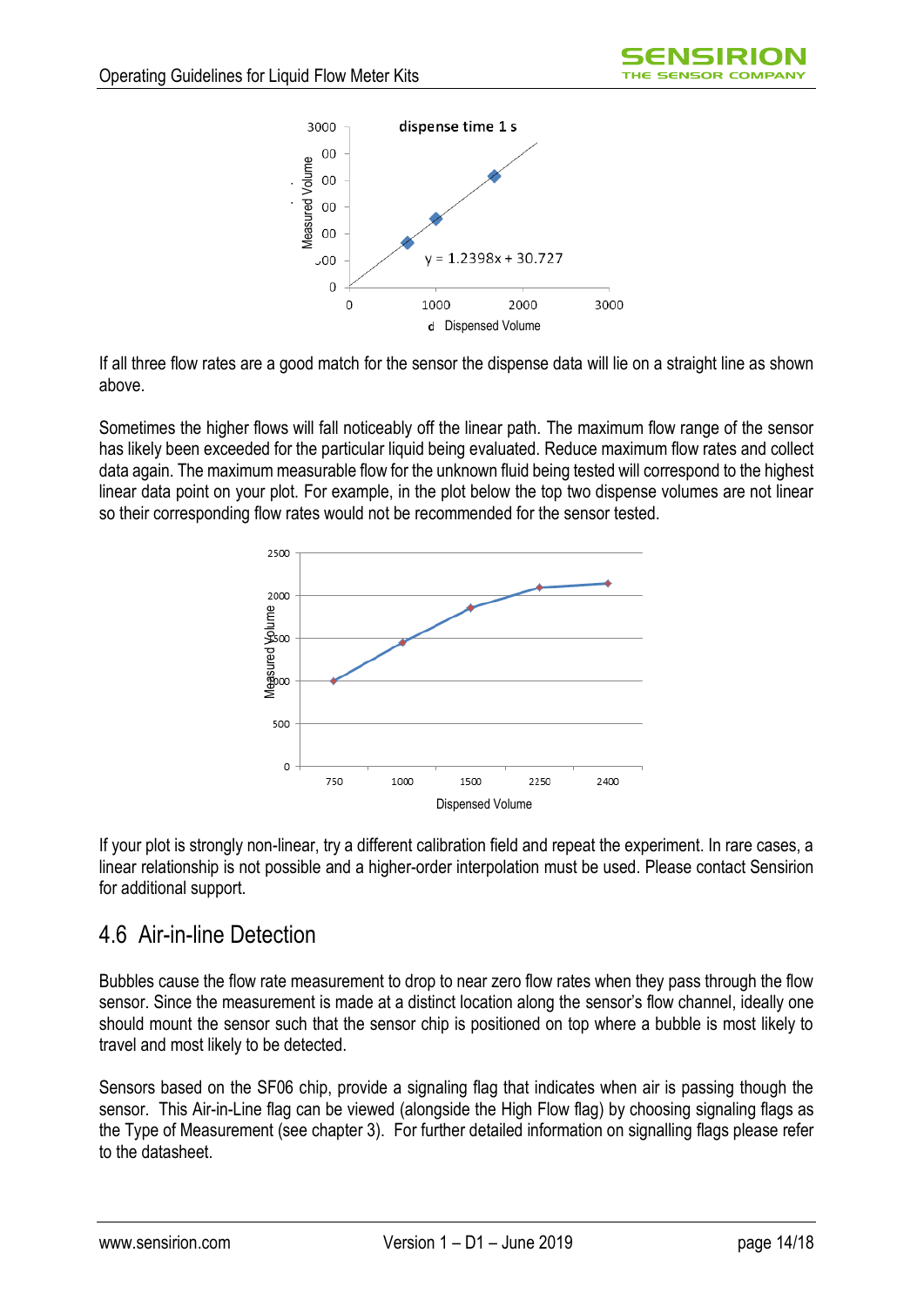If all three flow rates are a good match for the sensor the dispense data will lie on a straight line as shown above.

Sometimes the higher flows will fall noticeably off the linear path. The maximum flow range of the sensor has likely been exceeded for the particular liquid being evaluated. Reduce maximum flow rates and collect data again. The maximum measurable flow for the unknown fluid being tested will correspond to the highest linear data point on your plot. For example, in the plot below the top two dispense volumes are not linear so their corresponding flow rates would not be recommended for the sensor tested.

If your plot is strongly non-linear, try a different calibration field and repeat the experiment. In rare cases, a linear relationship is not possible and a higher-order interpolation must be used. Please contact Sensirion for additional support.

## 4.6 Air-in-line Detection

Bubbles cause the flow rate measurement to drop to near zero flow rates when they pass through the flow sensor. Since the measurement is made at a distinct location along the sensor's flow channel, ideally one should mount the sensor such that the sensor chip is positioned on top where a bubble is most likely to travel and most likely to be detected.

Sensors based on the SF06 chip, provide a signaling flag that indicates when air is passing though the sensor. This Air-in-Line flag can be viewed (alongside the High Flow flag) by choosing signaling flags as the Type of Measurement (see chapter 3). For further detailed information on signalling flags please refer to the datasheet.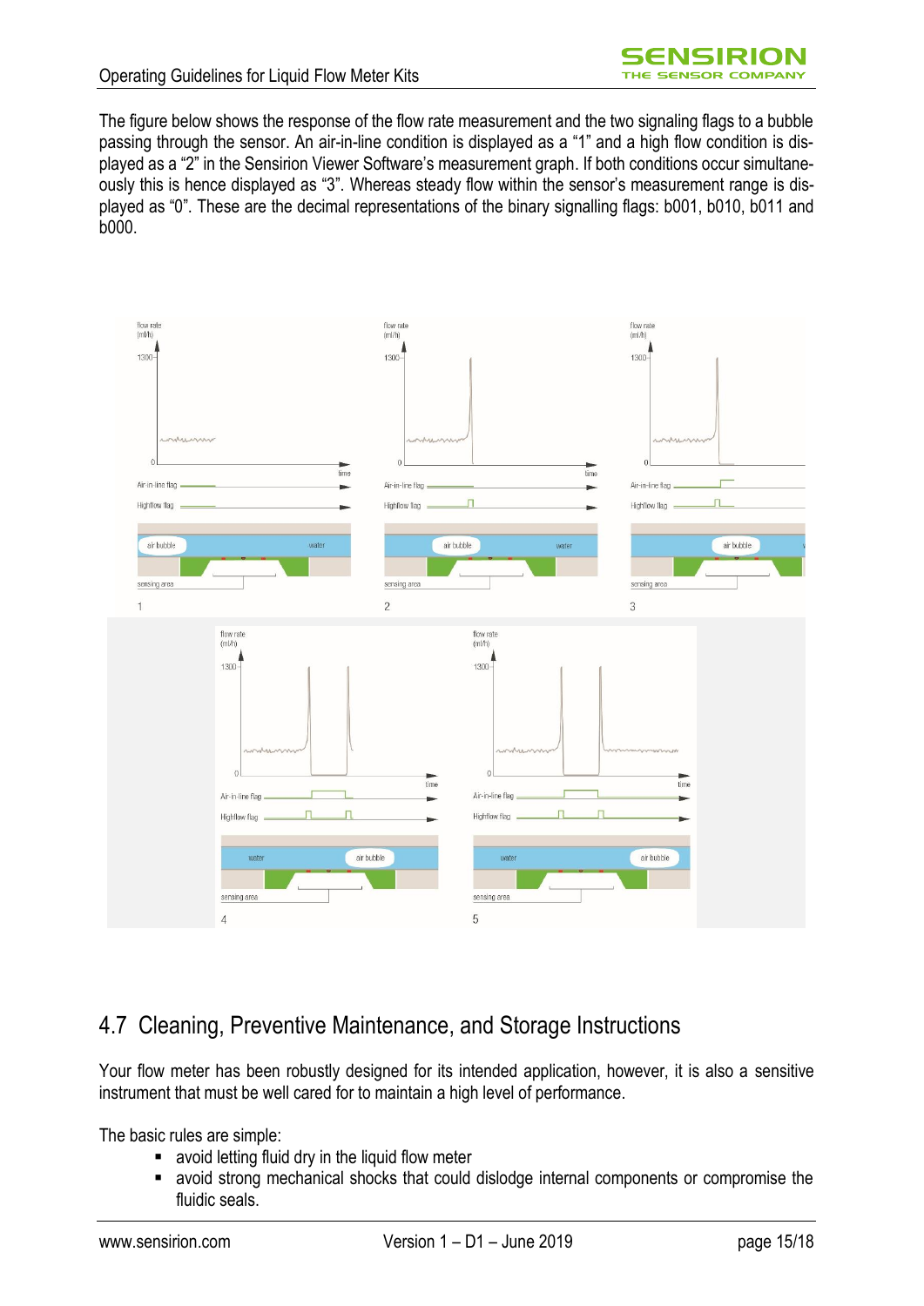The figure below shows the response of the flow rate measurement and the two signaling flags to a bubble passing through the sensor. An air-in-line condition is displayed as a "1" and a high flow condition is displayed as a "2" in the Sensirion Viewer Software's measurement graph. If both conditions occur simultaneously this is hence displayed as "3". Whereas steady flow within the sensor's measurement range is displayed as "0". These are the decimal representations of the binary signalling flags: b001, b010, b011 and b000.

## 4.7 Cleaning, Preventive Maintenance, and Storage Instructions

Your flow meter has been robustly designed for its intended application, however, it is also a sensitive instrument that must be well cared for to maintain a high level of performance.

The basic rules are simple:

- avoid letting fluid dry in the liquid flow meter
- avoid strong mechanical shocks that could dislodge internal components or compromise the fluidic seals.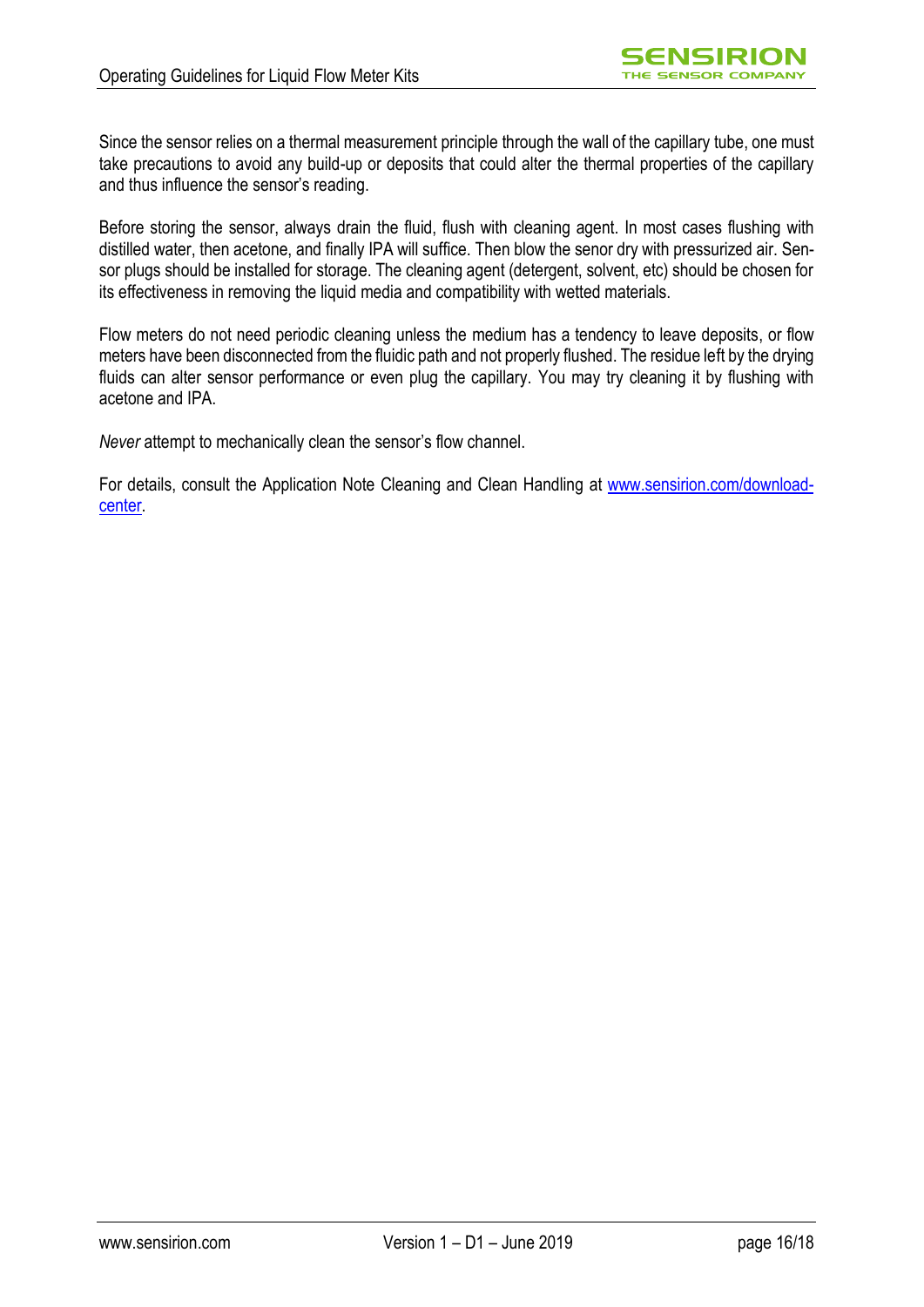Since the sensor relies on a thermal measurement principle through the wall of the capillary tube, one must take precautions to avoid any build-up or deposits that could alter the thermal properties of the capillary and thus influence the sensor's reading.

Before storing the sensor, always drain the fluid, flush with cleaning agent. In most cases flushing with distilled water, then acetone, and finally IPA will suffice. Then blow the senor dry with pressurized air. Sensor plugs should be installed for storage. The cleaning agent (detergent, solvent, etc) should be chosen for its effectiveness in removing the liquid media and compatibility with wetted materials.

Flow meters do not need periodic cleaning unless the medium has a tendency to leave deposits, or flow meters have been disconnected from the fluidic path and not properly flushed. The residue left by the drying fluids can alter sensor performance or even plug the capillary. You may try cleaning it by flushing with acetone and IPA.

*Never* attempt to mechanically clean the sensor's flow channel.

For details, consult the Application Note Cleaning and Clean Handling at [www.sensirion.com/download-center](www.sensirion.com/download-center).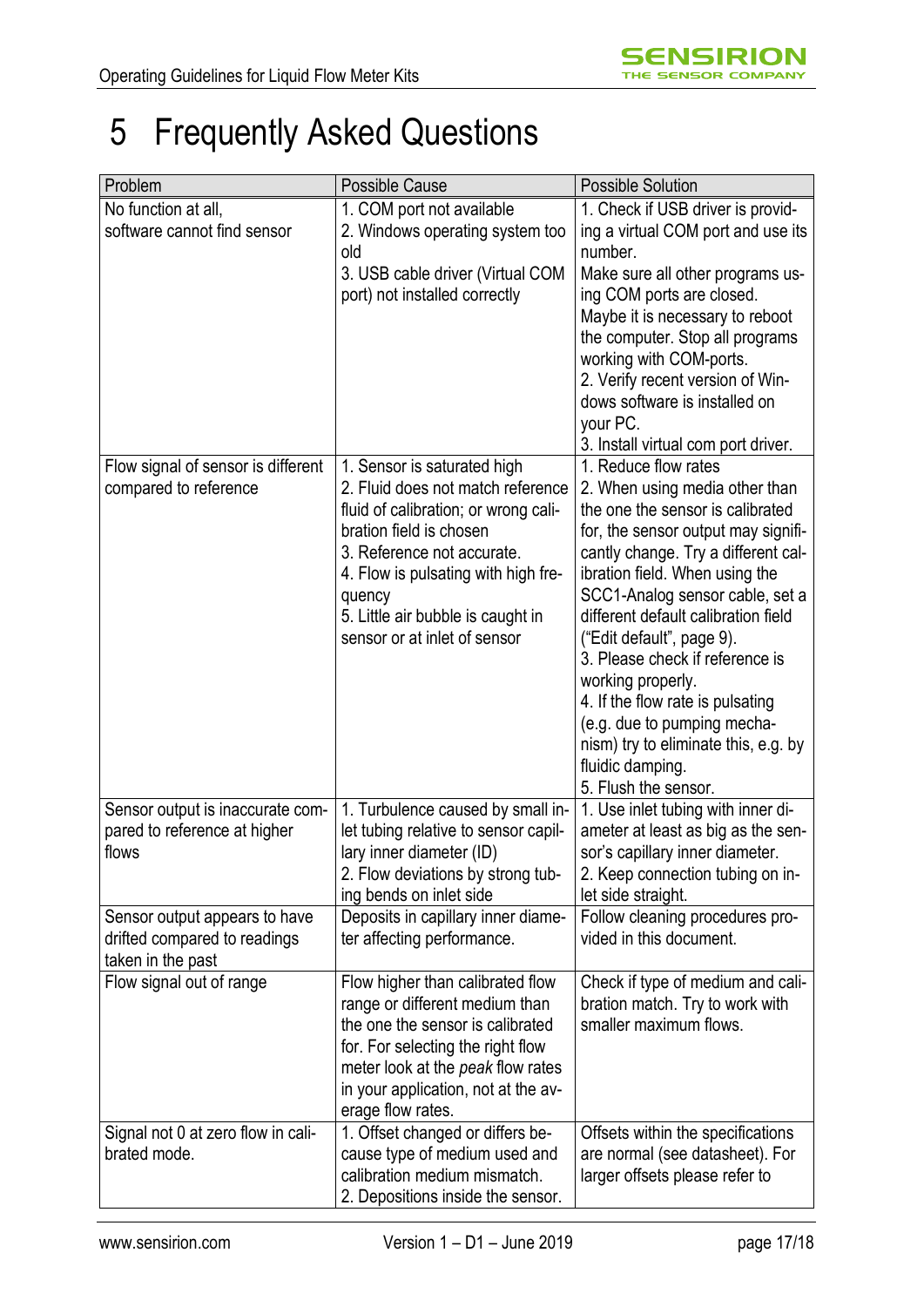# 5 Frequently Asked Questions

| Problem | Possible Cause | Possible Solution |
|---|---|---|
| No function at all, software cannot find sensor | 1. COM port not available<br>2. Windows operating system too old<br>3. USB cable driver (Virtual COM port) not installed correctly | 1. Check if USB driver is providing a virtual COM port and use its number.<br>Make sure all other programs using COM ports are closed.<br>Maybe it is necessary to reboot the computer. Stop all programs working with COM-ports.<br>2. Verify recent version of Windows software is installed on your PC.<br>3. Install virtual com port driver. |
| Flow signal of sensor is different compared to reference | 1. Sensor is saturated high<br>2. Fluid does not match reference fluid of calibration; or wrong calibration field is chosen<br>3. Reference not accurate.<br>4. Flow is pulsating with high frequency<br>5. Little air bubble is caught in sensor or at inlet of sensor | 1. Reduce flow rates<br>2. When using media other than the one the sensor is calibrated for, the sensor output may significantly change. Try a different calibration field. When using the SCC1-Analog sensor cable, set a different default calibration field ("Edit default", page 9).<br>3. Please check if reference is working properly.<br>4. If the flow rate is pulsating (e.g. due to pumping mechanism) try to eliminate this, e.g. by fluidic damping.<br>5. Flush the sensor. |
| Sensor output is inaccurate compared to reference at higher flows | 1. Turbulence caused by small inlet tubing relative to sensor capillary inner diameter (ID)<br>2. Flow deviations by strong tubing bends on inlet side | 1. Use inlet tubing with inner diameter at least as big as the sensor's capillary inner diameter.<br>2. Keep connection tubing on inlet side straight. |
| Sensor output appears to have drifted compared to readings taken in the past | Deposits in capillary inner diameter affecting performance. | Follow cleaning procedures provided in this document. |
| Flow signal out of range | Flow higher than calibrated flow range or different medium than the one the sensor is calibrated for. For selecting the right flow meter look at the *peak* flow rates in your application, not at the average flow rates. | Check if type of medium and calibration match. Try to work with smaller maximum flows. |
| Signal not 0 at zero flow in calibrated mode. | 1. Offset changed or differs because type of medium used and calibration medium mismatch.<br>2. Depositions inside the sensor. | Offsets within the specifications are normal (see datasheet). For larger offsets please refer to |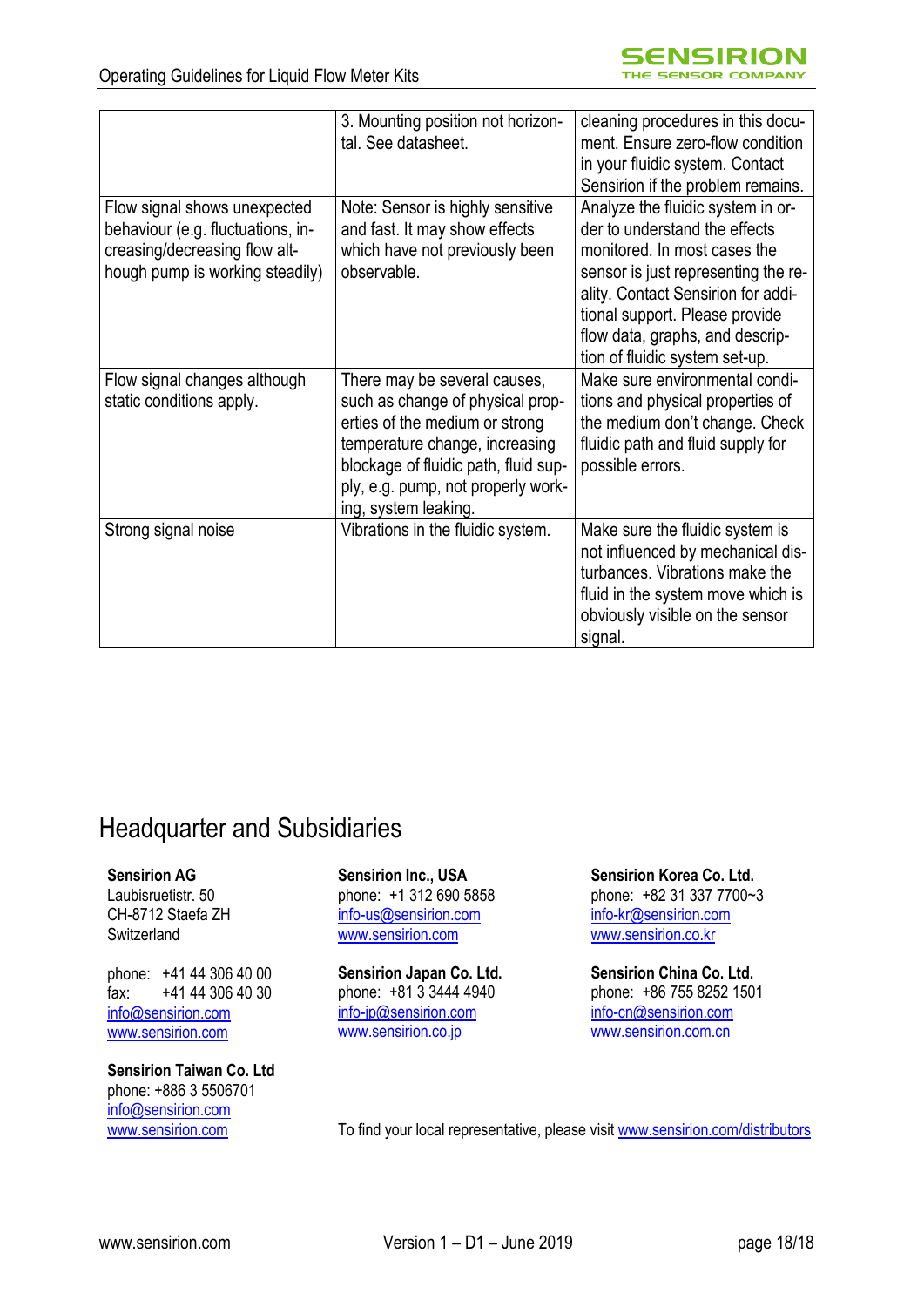| | | |
|---|---|---|
| | 3. Mounting position not horizontal. See datasheet. | cleaning procedures in this document. Ensure zero-flow condition in your fluidic system. Contact Sensirion if the problem remains. |
| Flow signal shows unexpected behaviour (e.g. fluctuations, increasing/decreasing flow although pump is working steadily) | Note: Sensor is highly sensitive and fast. It may show effects which have not previously been observable. | Analyze the fluidic system in order to understand the effects monitored. In most cases the sensor is just representing the reality. Contact Sensirion for additional support. Please provide flow data, graphs, and description of fluidic system set-up. |
| Flow signal changes although static conditions apply. | There may be several causes, such as change of physical properties of the medium or strong temperature change, increasing blockage of fluidic path, fluid supply, e.g. pump, not properly working, system leaking. | Make sure environmental conditions and physical properties of the medium don't change. Check fluidic path and fluid supply for possible errors. |
| Strong signal noise | Vibrations in the fluidic system. | Make sure the fluidic system is not influenced by mechanical disturbances. Vibrations make the fluid in the system move which is obviously visible on the sensor signal. |

# Headquarter and Subsidiaries

**Sensirion AG**
Laubisruetistr. 50
CH-8712 Staefa ZH
Switzerland

phone: +41 44 306 40 00
fax: +41 44 306 40 30
info@sensirion.com
www.sensirion.com

**Sensirion Taiwan Co. Ltd**
phone: +886 3 5506701
info@sensirion.com
www.sensirion.com

**Sensirion Inc., USA**
phone: +1 312 690 5858
info-us@sensirion.com
www.sensirion.com

**Sensirion Japan Co. Ltd.**
phone: +81 3 3444 4940
info-jp@sensirion.com
www.sensirion.co.jp

**Sensirion Korea Co. Ltd.**
phone: +82 31 337 7700~3
info-kr@sensirion.com
www.sensirion.co.kr

**Sensirion China Co. Ltd.**
phone: +86 755 8252 1501
info-cn@sensirion.com
www.sensirion.com.cn

To find your local representative, please visit www.sensirion.com/distributors